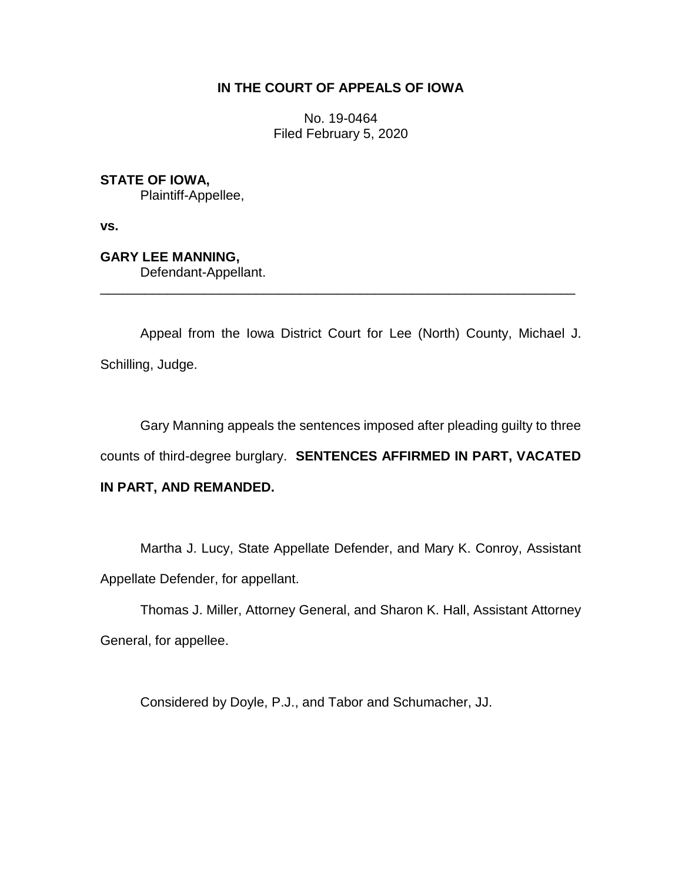**IN THE COURT OF APPEALS OF IOWA**

No. 19-0464
Filed February 5, 2020

**STATE OF IOWA,**
Plaintiff-Appellee,

**vs.**

**GARY LEE MANNING,**
Defendant-Appellant.

---

Appeal from the Iowa District Court for Lee (North) County, Michael J. Schilling, Judge.

Gary Manning appeals the sentences imposed after pleading guilty to three counts of third-degree burglary. **SENTENCES AFFIRMED IN PART, VACATED IN PART, AND REMANDED.**

Martha J. Lucy, State Appellate Defender, and Mary K. Conroy, Assistant Appellate Defender, for appellant.

Thomas J. Miller, Attorney General, and Sharon K. Hall, Assistant Attorney General, for appellee.

Considered by Doyle, P.J., and Tabor and Schumacher, JJ.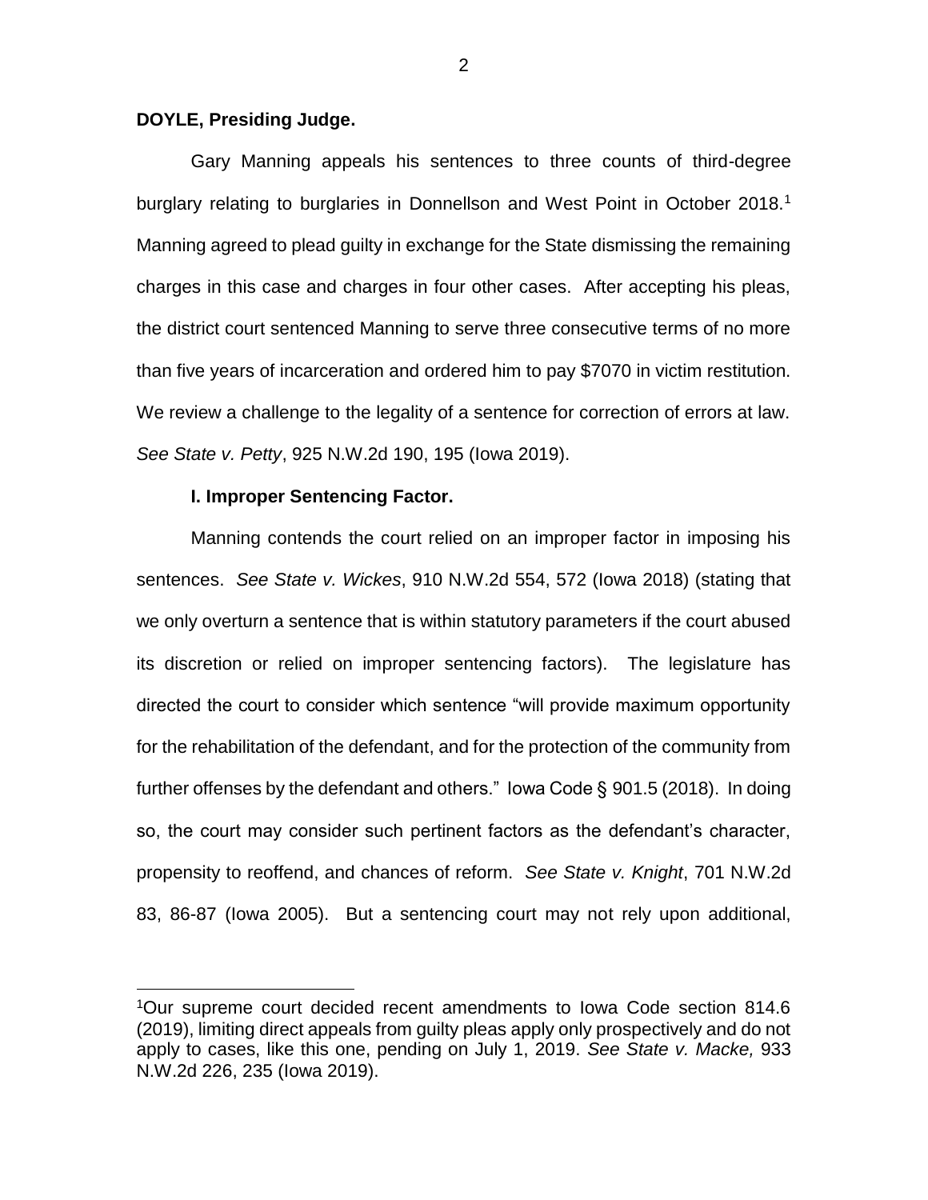**DOYLE, Presiding Judge.**

Gary Manning appeals his sentences to three counts of third-degree burglary relating to burglaries in Donnellson and West Point in October 2018.[1] Manning agreed to plead guilty in exchange for the State dismissing the remaining charges in this case and charges in four other cases. After accepting his pleas, the district court sentenced Manning to serve three consecutive terms of no more than five years of incarceration and ordered him to pay $7070 in victim restitution. We review a challenge to the legality of a sentence for correction of errors at law. *See State v. Petty*, 925 N.W.2d 190, 195 (Iowa 2019).

**I. Improper Sentencing Factor.**

Manning contends the court relied on an improper factor in imposing his sentences. *See State v. Wickes*, 910 N.W.2d 554, 572 (Iowa 2018) (stating that we only overturn a sentence that is within statutory parameters if the court abused its discretion or relied on improper sentencing factors). The legislature has directed the court to consider which sentence "will provide maximum opportunity for the rehabilitation of the defendant, and for the protection of the community from further offenses by the defendant and others." Iowa Code § 901.5 (2018). In doing so, the court may consider such pertinent factors as the defendant's character, propensity to reoffend, and chances of reform. *See State v. Knight*, 701 N.W.2d 83, 86-87 (Iowa 2005). But a sentencing court may not rely upon additional,

[1]Our supreme court decided recent amendments to Iowa Code section 814.6 (2019), limiting direct appeals from guilty pleas apply only prospectively and do not apply to cases, like this one, pending on July 1, 2019. *See State v. Macke,* 933 N.W.2d 226, 235 (Iowa 2019).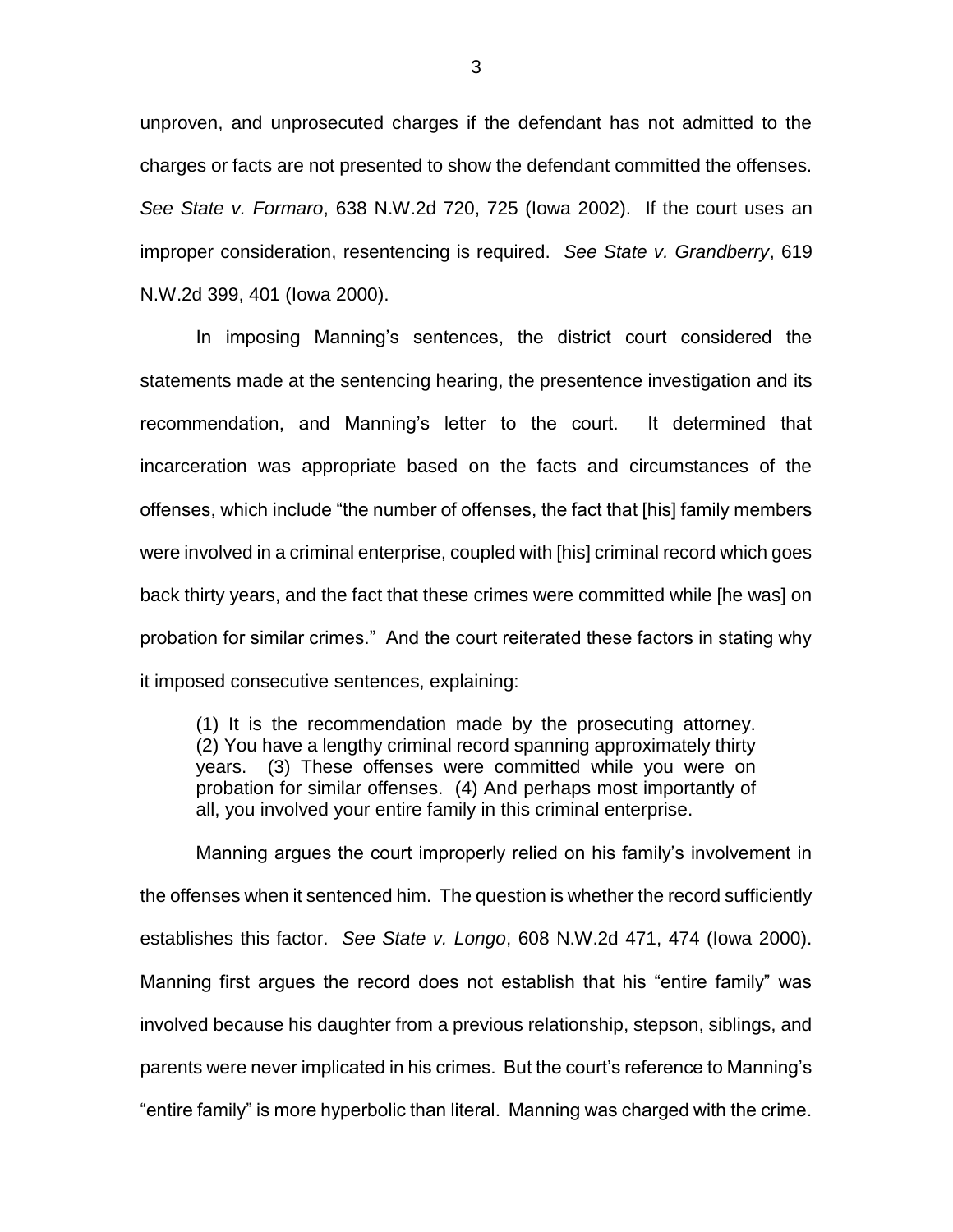unproven, and unprosecuted charges if the defendant has not admitted to the charges or facts are not presented to show the defendant committed the offenses. *See State v. Formaro*, 638 N.W.2d 720, 725 (Iowa 2002). If the court uses an improper consideration, resentencing is required. *See State v. Grandberry*, 619 N.W.2d 399, 401 (Iowa 2000).

In imposing Manning's sentences, the district court considered the statements made at the sentencing hearing, the presentence investigation and its recommendation, and Manning's letter to the court. It determined that incarceration was appropriate based on the facts and circumstances of the offenses, which include "the number of offenses, the fact that [his] family members were involved in a criminal enterprise, coupled with [his] criminal record which goes back thirty years, and the fact that these crimes were committed while [he was] on probation for similar crimes." And the court reiterated these factors in stating why it imposed consecutive sentences, explaining:

> (1) It is the recommendation made by the prosecuting attorney. (2) You have a lengthy criminal record spanning approximately thirty years. (3) These offenses were committed while you were on probation for similar offenses. (4) And perhaps most importantly of all, you involved your entire family in this criminal enterprise.

Manning argues the court improperly relied on his family's involvement in the offenses when it sentenced him. The question is whether the record sufficiently establishes this factor. *See State v. Longo*, 608 N.W.2d 471, 474 (Iowa 2000). Manning first argues the record does not establish that his "entire family" was involved because his daughter from a previous relationship, stepson, siblings, and parents were never implicated in his crimes. But the court's reference to Manning's "entire family" is more hyperbolic than literal. Manning was charged with the crime.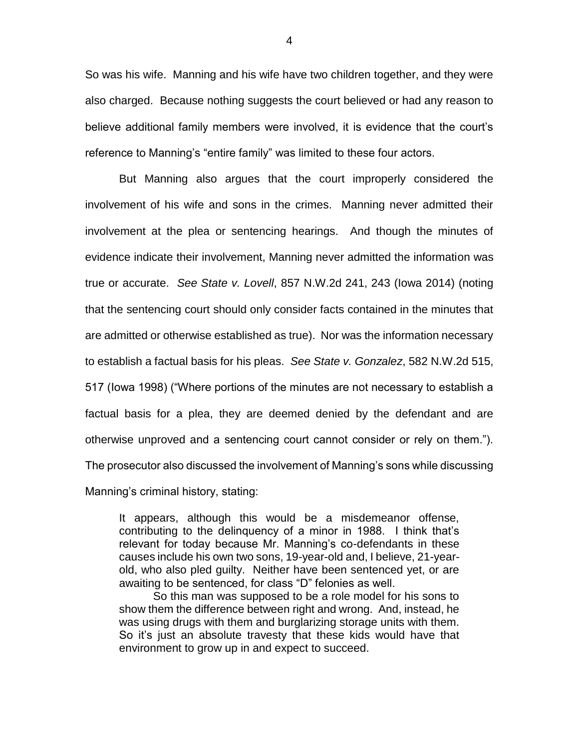So was his wife. Manning and his wife have two children together, and they were also charged. Because nothing suggests the court believed or had any reason to believe additional family members were involved, it is evidence that the court's reference to Manning's "entire family" was limited to these four actors.

But Manning also argues that the court improperly considered the involvement of his wife and sons in the crimes. Manning never admitted their involvement at the plea or sentencing hearings. And though the minutes of evidence indicate their involvement, Manning never admitted the information was true or accurate. *See State v. Lovell*, 857 N.W.2d 241, 243 (Iowa 2014) (noting that the sentencing court should only consider facts contained in the minutes that are admitted or otherwise established as true). Nor was the information necessary to establish a factual basis for his pleas. *See State v. Gonzalez*, 582 N.W.2d 515, 517 (Iowa 1998) ("Where portions of the minutes are not necessary to establish a factual basis for a plea, they are deemed denied by the defendant and are otherwise unproved and a sentencing court cannot consider or rely on them."). The prosecutor also discussed the involvement of Manning's sons while discussing Manning's criminal history, stating:

> It appears, although this would be a misdemeanor offense, contributing to the delinquency of a minor in 1988. I think that's relevant for today because Mr. Manning's co-defendants in these causes include his own two sons, 19-year-old and, I believe, 21-year-old, who also pled guilty. Neither have been sentenced yet, or are awaiting to be sentenced, for class "D" felonies as well.
>
> So this man was supposed to be a role model for his sons to show them the difference between right and wrong. And, instead, he was using drugs with them and burglarizing storage units with them. So it's just an absolute travesty that these kids would have that environment to grow up in and expect to succeed.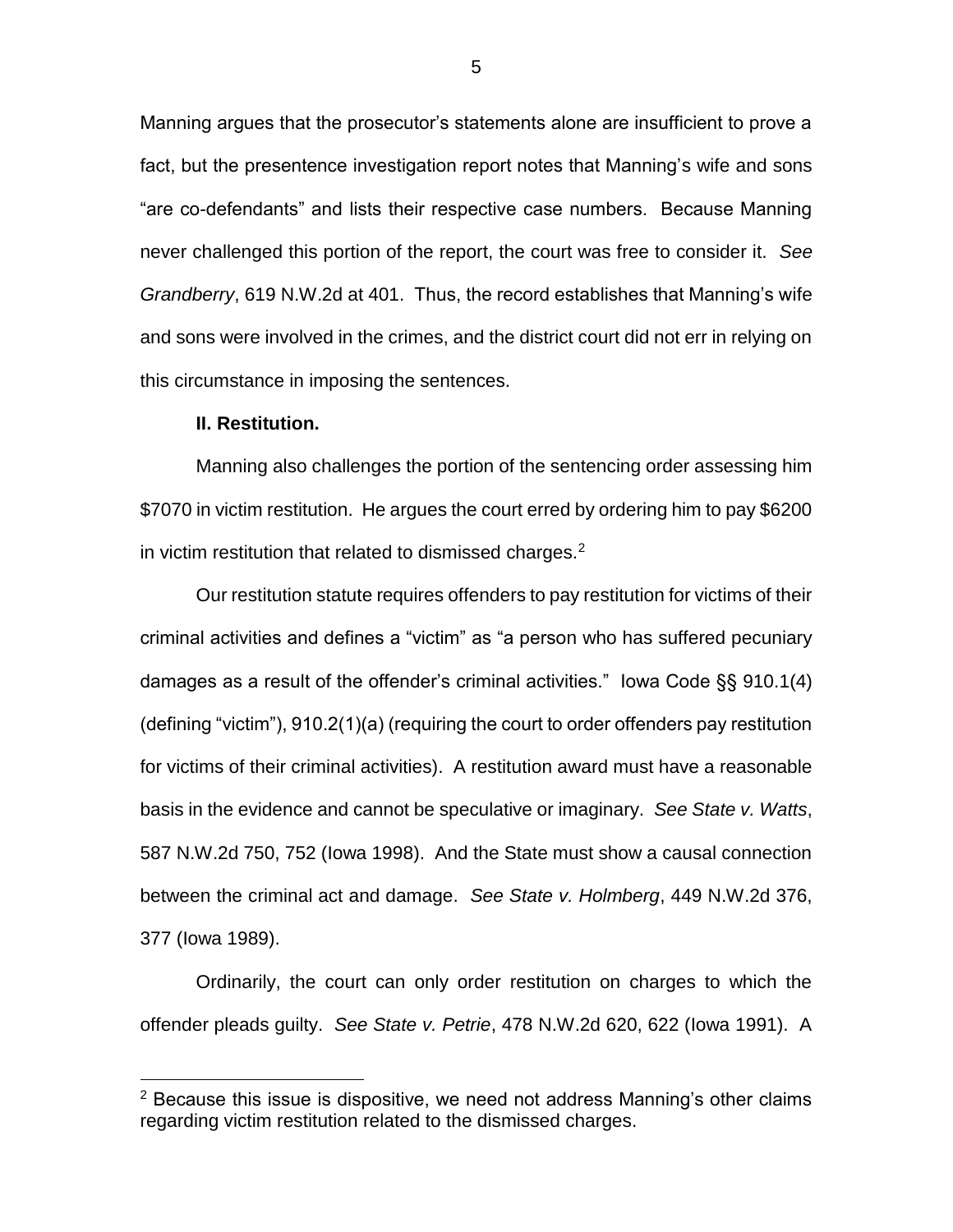Manning argues that the prosecutor's statements alone are insufficient to prove a fact, but the presentence investigation report notes that Manning's wife and sons "are co-defendants" and lists their respective case numbers. Because Manning never challenged this portion of the report, the court was free to consider it. *See Grandberry*, 619 N.W.2d at 401. Thus, the record establishes that Manning's wife and sons were involved in the crimes, and the district court did not err in relying on this circumstance in imposing the sentences.

**II. Restitution.**

Manning also challenges the portion of the sentencing order assessing him $7070 in victim restitution. He argues the court erred by ordering him to pay $6200 in victim restitution that related to dismissed charges.[2]

Our restitution statute requires offenders to pay restitution for victims of their criminal activities and defines a "victim" as "a person who has suffered pecuniary damages as a result of the offender's criminal activities." Iowa Code §§ 910.1(4) (defining "victim"), 910.2(1)(a) (requiring the court to order offenders pay restitution for victims of their criminal activities). A restitution award must have a reasonable basis in the evidence and cannot be speculative or imaginary. *See State v. Watts*, 587 N.W.2d 750, 752 (Iowa 1998). And the State must show a causal connection between the criminal act and damage. *See State v. Holmberg*, 449 N.W.2d 376, 377 (Iowa 1989).

Ordinarily, the court can only order restitution on charges to which the offender pleads guilty. *See State v. Petrie*, 478 N.W.2d 620, 622 (Iowa 1991). A

[2] Because this issue is dispositive, we need not address Manning's other claims regarding victim restitution related to the dismissed charges.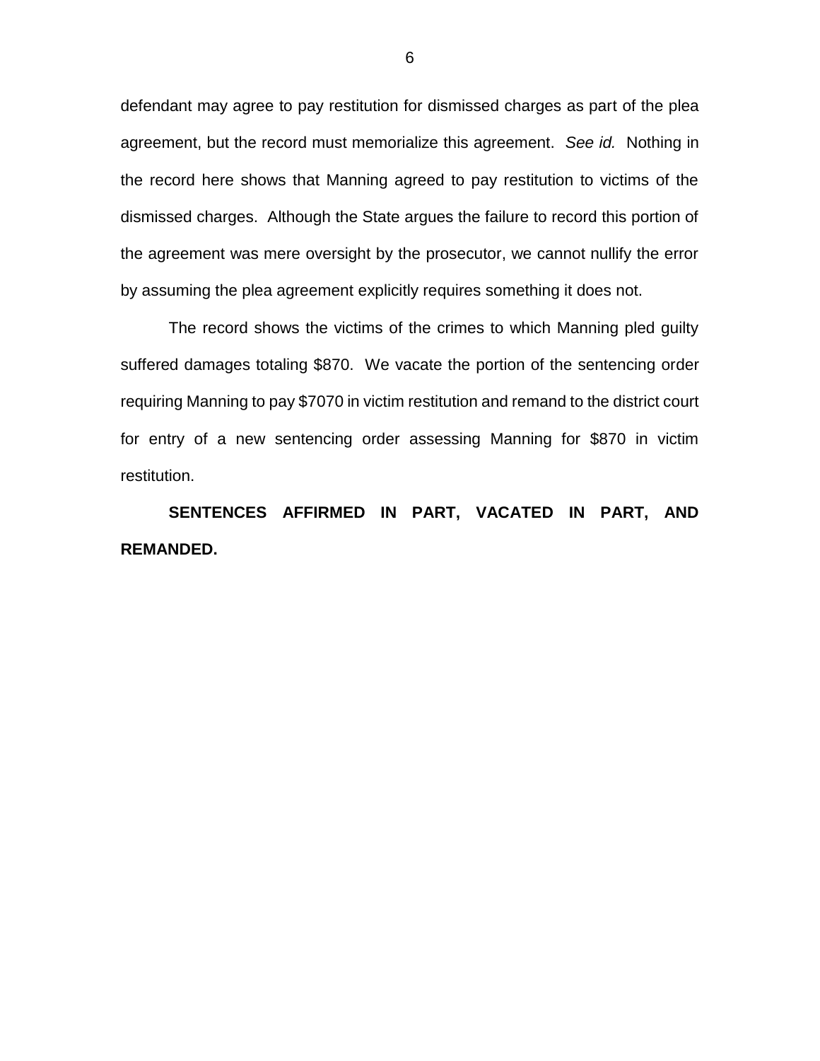defendant may agree to pay restitution for dismissed charges as part of the plea agreement, but the record must memorialize this agreement. *See id.* Nothing in the record here shows that Manning agreed to pay restitution to victims of the dismissed charges. Although the State argues the failure to record this portion of the agreement was mere oversight by the prosecutor, we cannot nullify the error by assuming the plea agreement explicitly requires something it does not.

The record shows the victims of the crimes to which Manning pled guilty suffered damages totaling $870. We vacate the portion of the sentencing order requiring Manning to pay $7070 in victim restitution and remand to the district court for entry of a new sentencing order assessing Manning for $870 in victim restitution.

**SENTENCES AFFIRMED IN PART, VACATED IN PART, AND REMANDED.**